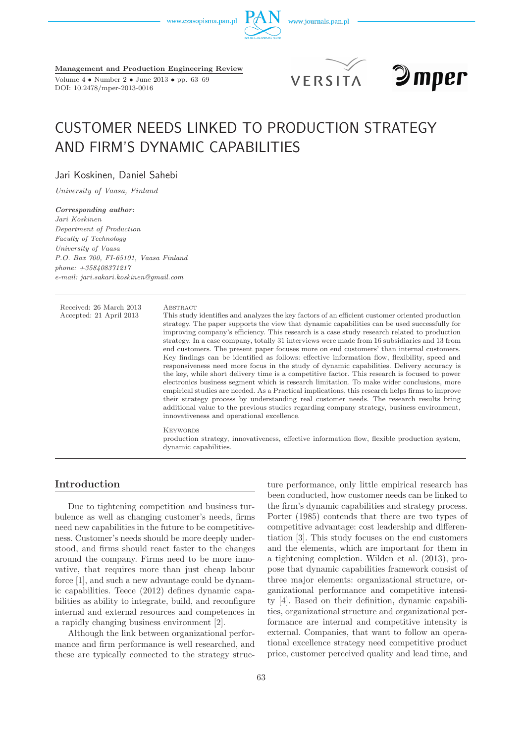Management and Production Engineering Review

Volume 4 • Number 2 • June 2013 • pp. 63–69
DOI: 10.2478/mper-2013-0016

# CUSTOMER NEEDS LINKED TO PRODUCTION STRATEGY AND FIRM'S DYNAMIC CAPABILITIES

Jari Koskinen, Daniel Sahebi

*University of Vaasa, Finland*

***Corresponding author:***
*Jari Koskinen*
*Department of Production*
*Faculty of Technology*
*University of Vaasa*
*P.O. Box 700, FI-65101, Vaasa Finland*
*phone: +358408371217*
*e-mail: jari.sakari.koskinen@gmail.com*

Received: 26 March 2013
Accepted: 21 April 2013

Abstract

This study identifies and analyzes the key factors of an efficient customer oriented production strategy. The paper supports the view that dynamic capabilities can be used successfully for improving company's efficiency. This research is a case study research related to production strategy. In a case company, totally 31 interviews were made from 16 subsidiaries and 13 from end customers. The present paper focuses more on end customers' than internal customers. Key findings can be identified as follows: effective information flow, flexibility, speed and responsiveness need more focus in the study of dynamic capabilities. Delivery accuracy is the key, while short delivery time is a competitive factor. This research is focused to power electronics business segment which is research limitation. To make wider conclusions, more empirical studies are needed. As a Practical implications, this research helps firms to improve their strategy process by understanding real customer needs. The research results bring additional value to the previous studies regarding company strategy, business environment, innovativeness and operational excellence.

Keywords

production strategy, innovativeness, effective information flow, flexible production system, dynamic capabilities.

## Introduction

Due to tightening competition and business turbulence as well as changing customer's needs, firms need new capabilities in the future to be competitiveness. Customer's needs should be more deeply understood, and firms should react faster to the changes around the company. Firms need to be more innovative, that requires more than just cheap labour force [1], and such a new advantage could be dynamic capabilities. Teece (2012) defines dynamic capabilities as ability to integrate, build, and reconfigure internal and external resources and competences in a rapidly changing business environment [2].

Although the link between organizational performance and firm performance is well researched, and these are typically connected to the strategy structure performance, only little empirical research has been conducted, how customer needs can be linked to the firm's dynamic capabilities and strategy process. Porter (1985) contends that there are two types of competitive advantage: cost leadership and differentiation [3]. This study focuses on the end customers and the elements, which are important for them in a tightening completion. Wilden et al. (2013), propose that dynamic capabilities framework consist of three major elements: organizational structure, organizational performance and competitive intensity [4]. Based on their definition, dynamic capabilities, organizational structure and organizational performance are internal and competitive intensity is external. Companies, that want to follow an operational excellence strategy need competitive product price, customer perceived quality and lead time, and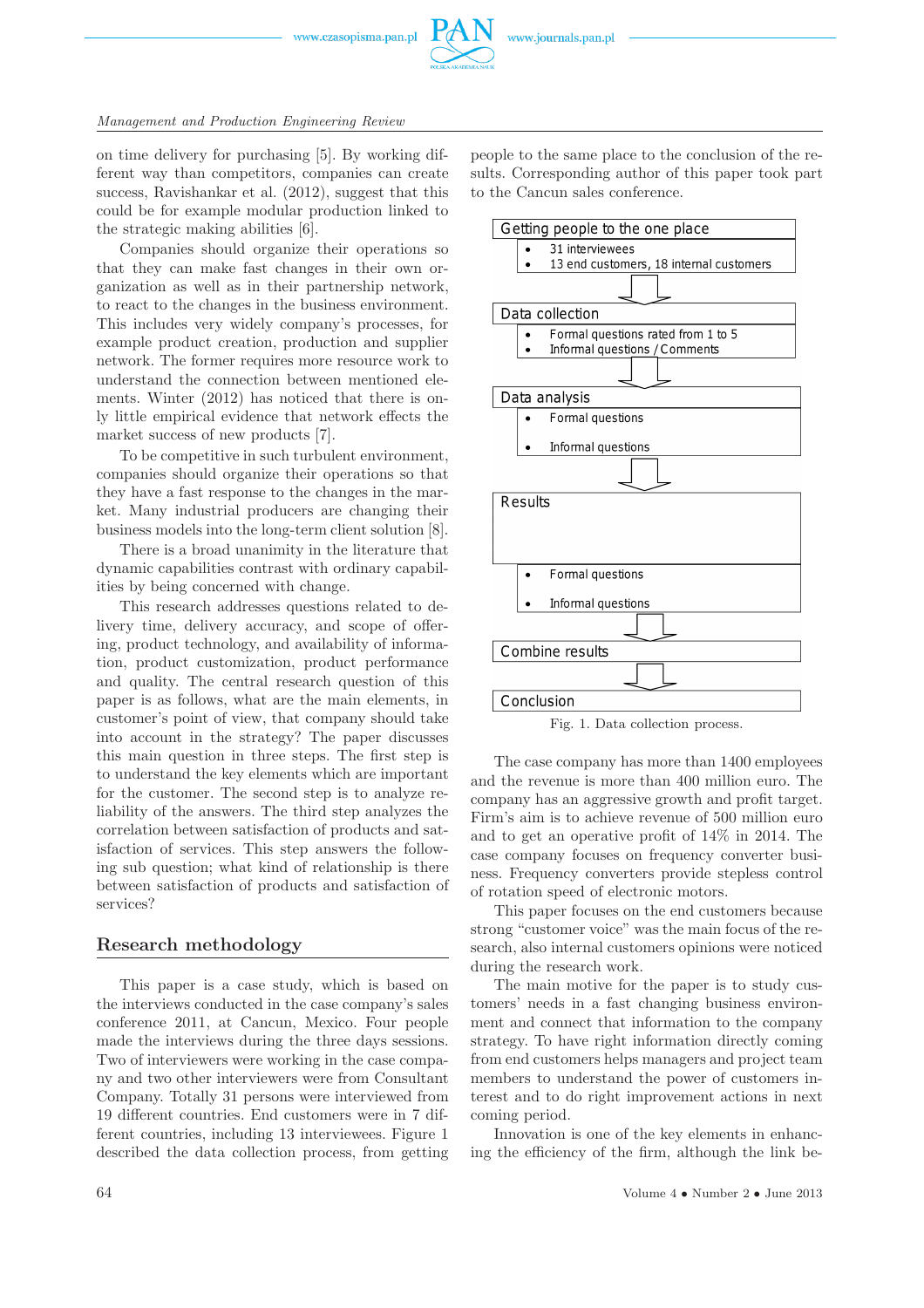on time delivery for purchasing [5]. By working different way than competitors, companies can create success, Ravishankar et al. (2012), suggest that this could be for example modular production linked to the strategic making abilities [6].

Companies should organize their operations so that they can make fast changes in their own organization as well as in their partnership network, to react to the changes in the business environment. This includes very widely company's processes, for example product creation, production and supplier network. The former requires more resource work to understand the connection between mentioned elements. Winter (2012) has noticed that there is only little empirical evidence that network effects the market success of new products [7].

To be competitive in such turbulent environment, companies should organize their operations so that they have a fast response to the changes in the market. Many industrial producers are changing their business models into the long-term client solution [8].

There is a broad unanimity in the literature that dynamic capabilities contrast with ordinary capabilities by being concerned with change.

This research addresses questions related to delivery time, delivery accuracy, and scope of offering, product technology, and availability of information, product customization, product performance and quality. The central research question of this paper is as follows, what are the main elements, in customer's point of view, that company should take into account in the strategy? The paper discusses this main question in three steps. The first step is to understand the key elements which are important for the customer. The second step is to analyze reliability of the answers. The third step analyzes the correlation between satisfaction of products and satisfaction of services. This step answers the following sub question; what kind of relationship is there between satisfaction of products and satisfaction of services?

## Research methodology

This paper is a case study, which is based on the interviews conducted in the case company's sales conference 2011, at Cancun, Mexico. Four people made the interviews during the three days sessions. Two of interviewers were working in the case company and two other interviewers were from Consultant Company. Totally 31 persons were interviewed from 19 different countries. End customers were in 7 different countries, including 13 interviewees. Figure 1 described the data collection process, from getting people to the same place to the conclusion of the results. Corresponding author of this paper took part to the Cancun sales conference.

Getting people to the one place
- 31 interviewees
- 13 end customers, 18 internal customers

↓

Data collection
- Formal questions rated from 1 to 5
- Informal questions / Comments

↓

Data analysis
- Formal questions
- Informal questions

↓

Results
- Formal questions
- Informal questions

↓

Combine results

↓

Conclusion

Fig. 1. Data collection process.

The case company has more than 1400 employees and the revenue is more than 400 million euro. The company has an aggressive growth and profit target. Firm's aim is to achieve revenue of 500 million euro and to get an operative profit of 14% in 2014. The case company focuses on frequency converter business. Frequency converters provide stepless control of rotation speed of electronic motors.

This paper focuses on the end customers because strong "customer voice" was the main focus of the research, also internal customers opinions were noticed during the research work.

The main motive for the paper is to study customers' needs in a fast changing business environment and connect that information to the company strategy. To have right information directly coming from end customers helps managers and project team members to understand the power of customers interest and to do right improvement actions in next coming period.

Innovation is one of the key elements in enhancing the efficiency of the firm, although the link be-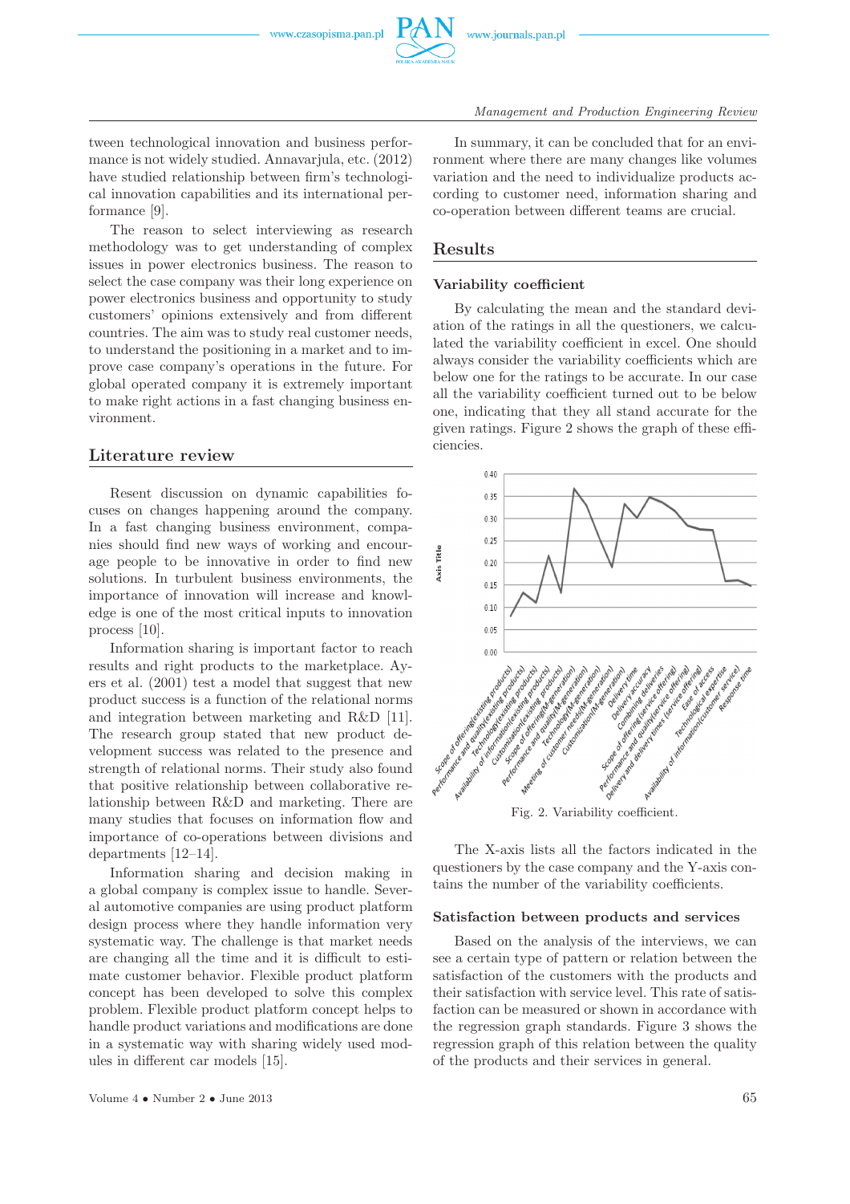tween technological innovation and business performance is not widely studied. Annavarjula, etc. (2012) have studied relationship between firm's technological innovation capabilities and its international performance [9].

The reason to select interviewing as research methodology was to get understanding of complex issues in power electronics business. The reason to select the case company was their long experience on power electronics business and opportunity to study customers' opinions extensively and from different countries. The aim was to study real customer needs, to understand the positioning in a market and to improve case company's operations in the future. For global operated company it is extremely important to make right actions in a fast changing business environment.

## Literature review

Resent discussion on dynamic capabilities focuses on changes happening around the company. In a fast changing business environment, companies should find new ways of working and encourage people to be innovative in order to find new solutions. In turbulent business environments, the importance of innovation will increase and knowledge is one of the most critical inputs to innovation process [10].

Information sharing is important factor to reach results and right products to the marketplace. Ayers et al. (2001) test a model that suggest that new product success is a function of the relational norms and integration between marketing and R&D [11]. The research group stated that new product development success was related to the presence and strength of relational norms. Their study also found that positive relationship between collaborative relationship between R&D and marketing. There are many studies that focuses on information flow and importance of co-operations between divisions and departments [12–14].

Information sharing and decision making in a global company is complex issue to handle. Several automotive companies are using product platform design process where they handle information very systematic way. The challenge is that market needs are changing all the time and it is difficult to estimate customer behavior. Flexible product platform concept has been developed to solve this complex problem. Flexible product platform concept helps to handle product variations and modifications are done in a systematic way with sharing widely used modules in different car models [15].

In summary, it can be concluded that for an environment where there are many changes like volumes variation and the need to individualize products according to customer need, information sharing and co-operation between different teams are crucial.

## Results

### Variability coefficient

By calculating the mean and the standard deviation of the ratings in all the questioners, we calculated the variability coefficient in excel. One should always consider the variability coefficients which are below one for the ratings to be accurate. In our case all the variability coefficient turned out to be below one, indicating that they all stand accurate for the given ratings. Figure 2 shows the graph of these efficiencies.

Fig. 2. Variability coefficient.

The X-axis lists all the factors indicated in the questioners by the case company and the Y-axis contains the number of the variability coefficients.

### Satisfaction between products and services

Based on the analysis of the interviews, we can see a certain type of pattern or relation between the satisfaction of the customers with the products and their satisfaction with service level. This rate of satisfaction can be measured or shown in accordance with the regression graph standards. Figure 3 shows the regression graph of this relation between the quality of the products and their services in general.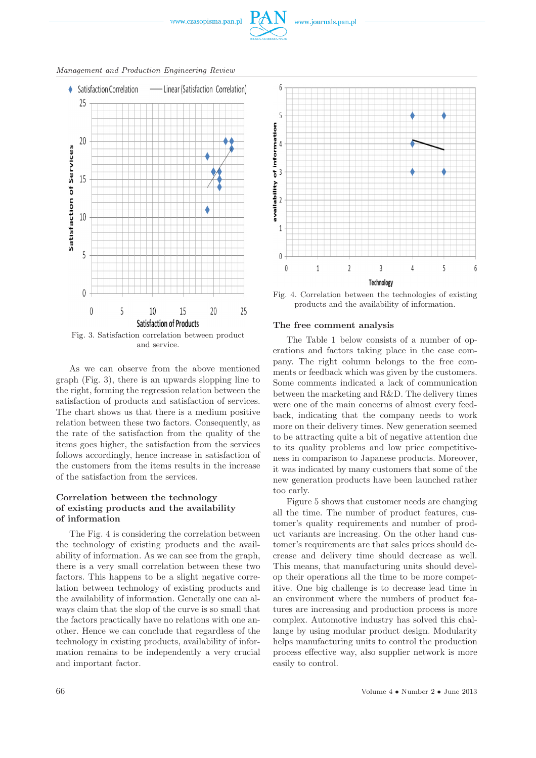Fig. 3. Satisfaction correlation between product and service.

As we can observe from the above mentioned graph (Fig. 3), there is an upwards slopping line to the right, forming the regression relation between the satisfaction of products and satisfaction of services. The chart shows us that there is a medium positive relation between these two factors. Consequently, as the rate of the satisfaction from the quality of the items goes higher, the satisfaction from the services follows accordingly, hence increase in satisfaction of the customers from the items results in the increase of the satisfaction from the services.

### Correlation between the technology of existing products and the availability of information

The Fig. 4 is considering the correlation between the technology of existing products and the availability of information. As we can see from the graph, there is a very small correlation between these two factors. This happens to be a slight negative correlation between technology of existing products and the availability of information. Generally one can always claim that the slop of the curve is so small that the factors practically have no relations with one another. Hence we can conclude that regardless of the technology in existing products, availability of information remains to be independently a very crucial and important factor.

Fig. 4. Correlation between the technologies of existing products and the availability of information.

### The free comment analysis

The Table 1 below consists of a number of operations and factors taking place in the case company. The right column belongs to the free comments or feedback which was given by the customers. Some comments indicated a lack of communication between the marketing and R&D. The delivery times were one of the main concerns of almost every feedback, indicating that the company needs to work more on their delivery times. New generation seemed to be attracting quite a bit of negative attention due to its quality problems and low price competitiveness in comparison to Japanese products. Moreover, it was indicated by many customers that some of the new generation products have been launched rather too early.

Figure 5 shows that customer needs are changing all the time. The number of product features, customer's quality requirements and number of product variants are increasing. On the other hand customer's requirements are that sales prices should decrease and delivery time should decrease as well. This means, that manufacturing units should develop their operations all the time to be more competitive. One big challenge is to decrease lead time in an environment where the numbers of product features are increasing and production process is more complex. Automotive industry has solved this challange by using modular product design. Modularity helps manufacturing units to control the production process effective way, also supplier network is more easily to control.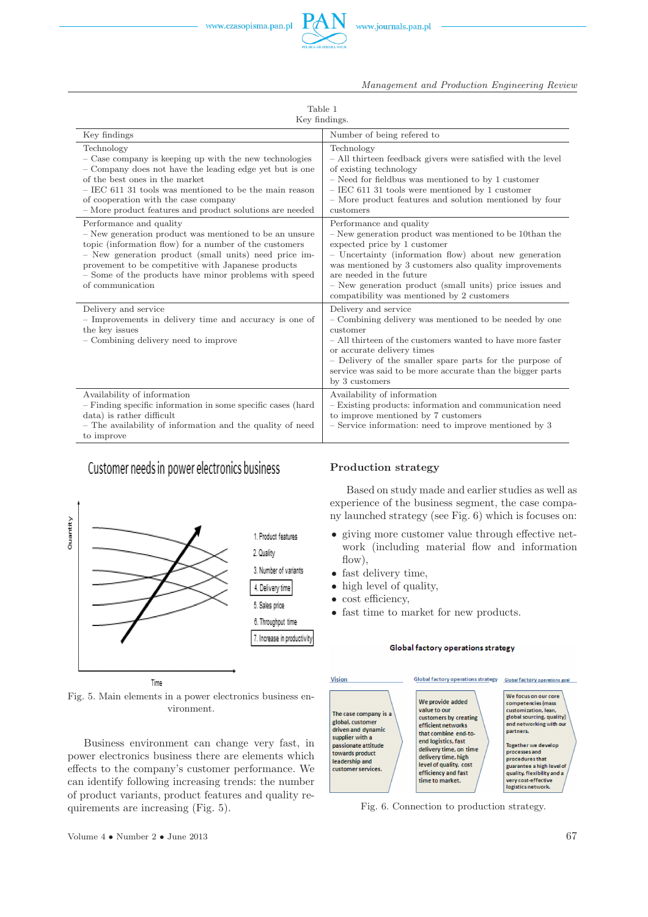Table 1
Key findings.

| Key findings | Number of being refered to |
|---|---|
| Technology<br>– Case company is keeping up with the new technologies<br>– Company does not have the leading edge yet but is one of the best ones in the market<br>– IEC 611 31 tools was mentioned to be the main reason of cooperation with the case company<br>– More product features and product solutions are needed | Technology<br>– All thirteen feedback givers were satisfied with the level of existing technology<br>– Need for fieldbus was mentioned to by 1 customer<br>– IEC 611 31 tools were mentioned by 1 customer<br>– More product features and solution mentioned by four customers |
| Performance and quality<br>– New generation product was mentioned to be an unsure topic (information flow) for a number of the customers<br>– New generation product (small units) need price improvement to be competitive with Japanese products<br>– Some of the products have minor problems with speed of communication | Performance and quality<br>– New generation product was mentioned to be 10than the expected price by 1 customer<br>– Uncertainty (information flow) about new generation was mentioned by 3 customers also quality improvements are needed in the future<br>– New generation product (small units) price issues and compatibility was mentioned by 2 customers |
| Delivery and service<br>– Improvements in delivery time and accuracy is one of the key issues<br>– Combining delivery need to improve | Delivery and service<br>– Combining delivery was mentioned to be needed by one customer<br>– All thirteen of the customers wanted to have more faster or accurate delivery times<br>– Delivery of the smaller spare parts for the purpose of service was said to be more accurate than the bigger parts by 3 customers |
| Availability of information<br>– Finding specific information in some specific cases (hard data) is rather difficult<br>– The availability of information and the quality of need to improve | Availability of information<br>– Existing products: information and communication need to improve mentioned by 7 customers<br>– Service information: need to improve mentioned by 3 |

Customer needs in power electronics business

Quantity

1. Product features
2. Quality
3. Number of variants
4. Delivery time
5. Sales price
6. Throughput time
7. Increase in productivity

Time

Fig. 5. Main elements in a power electronics business environment.

Business environment can change very fast, in power electronics business there are elements which effects to the company's customer performance. We can identify following increasing trends: the number of product variants, product features and quality requirements are increasing (Fig. 5).

## Production strategy

Based on study made and earlier studies as well as experience of the business segment, the case company launched strategy (see Fig. 6) which is focuses on:

- giving more customer value through effective network (including material flow and information flow),
- fast delivery time,
- high level of quality,
- cost efficiency,
- fast time to market for new products.

Global factory operations strategy

| Vision | Global factory operations strategy | Global factory operations goal |
|---|---|---|
| The case company is a global, customer driven and dynamic supplier with a passionate attitude towards product leadership and customer services. | We provide added value to our customers by creating efficient networks that combine end-to-end logistics, fast delivery time, on time delivery time, high level of quality, cost efficiency and fast time to market. | We focus on our core competencies (mass customization, lean, global sourcing, quality) and networking with our partners.<br>Together we develop processes and procedures that guarantee a high level of quality, flexibility and a very cost-effective logistics network. |

Fig. 6. Connection to production strategy.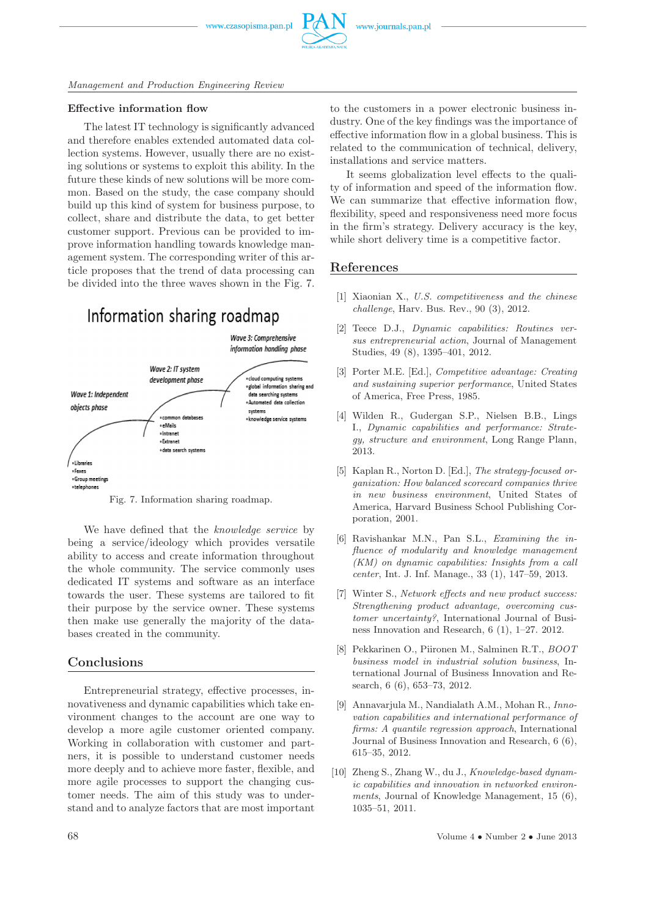### Effective information flow

The latest IT technology is significantly advanced and therefore enables extended automated data collection systems. However, usually there are no existing solutions or systems to exploit this ability. In the future these kinds of new solutions will be more common. Based on the study, the case company should build up this kind of system for business purpose, to collect, share and distribute the data, to get better customer support. Previous can be provided to improve information handling towards knowledge management system. The corresponding writer of this article proposes that the trend of data processing can be divided into the three waves shown in the Fig. 7.

Information sharing roadmap

Wave 1: Independent objects phase
- Libraries
- Faxes
- Group meetings
- telephones

Wave 2: IT system development phase
- common databases
- eMails
- Intranet
- Extranet
- data search systems

Wave 3: Comprehensive information handling phase
- cloud computing systems
- global information sharing and data searching systems
- Automated data collection systems
- knowledge service systems

Fig. 7. Information sharing roadmap.

We have defined that the *knowledge service* by being a service/ideology which provides versatile ability to access and create information throughout the whole community. The service commonly uses dedicated IT systems and software as an interface towards the user. These systems are tailored to fit their purpose by the service owner. These systems then make use generally the majority of the databases created in the community.

## Conclusions

Entrepreneurial strategy, effective processes, innovativeness and dynamic capabilities which take environment changes to the account are one way to develop a more agile customer oriented company. Working in collaboration with customer and partners, it is possible to understand customer needs more deeply and to achieve more faster, flexible, and more agile processes to support the changing customer needs. The aim of this study was to understand and to analyze factors that are most important to the customers in a power electronic business industry. One of the key findings was the importance of effective information flow in a global business. This is related to the communication of technical, delivery, installations and service matters.

It seems globalization level effects to the quality of information and speed of the information flow. We can summarize that effective information flow, flexibility, speed and responsiveness need more focus in the firm's strategy. Delivery accuracy is the key, while short delivery time is a competitive factor.

## References

[1] Xiaonian X., *U.S. competitiveness and the chinese challenge*, Harv. Bus. Rev., 90 (3), 2012.

[2] Teece D.J., *Dynamic capabilities: Routines versus entrepreneurial action*, Journal of Management Studies, 49 (8), 1395–401, 2012.

[3] Porter M.E. [Ed.], *Competitive advantage: Creating and sustaining superior performance*, United States of America, Free Press, 1985.

[4] Wilden R., Gudergan S.P., Nielsen B.B., Lings I., *Dynamic capabilities and performance: Strategy, structure and environment*, Long Range Plann, 2013.

[5] Kaplan R., Norton D. [Ed.], *The strategy-focused organization: How balanced scorecard companies thrive in new business environment*, United States of America, Harvard Business School Publishing Corporation, 2001.

[6] Ravishankar M.N., Pan S.L., *Examining the influence of modularity and knowledge management (KM) on dynamic capabilities: Insights from a call center*, Int. J. Inf. Manage., 33 (1), 147–59, 2013.

[7] Winter S., *Network effects and new product success: Strengthening product advantage, overcoming customer uncertainty?*, International Journal of Business Innovation and Research, 6 (1), 1–27. 2012.

[8] Pekkarinen O., Piironen M., Salminen R.T., *BOOT business model in industrial solution business*, International Journal of Business Innovation and Research, 6 (6), 653–73, 2012.

[9] Annavarjula M., Nandialath A.M., Mohan R., *Innovation capabilities and international performance of firms: A quantile regression approach*, International Journal of Business Innovation and Research, 6 (6), 615–35, 2012.

[10] Zheng S., Zhang W., du J., *Knowledge-based dynamic capabilities and innovation in networked environments*, Journal of Knowledge Management, 15 (6), 1035–51, 2011.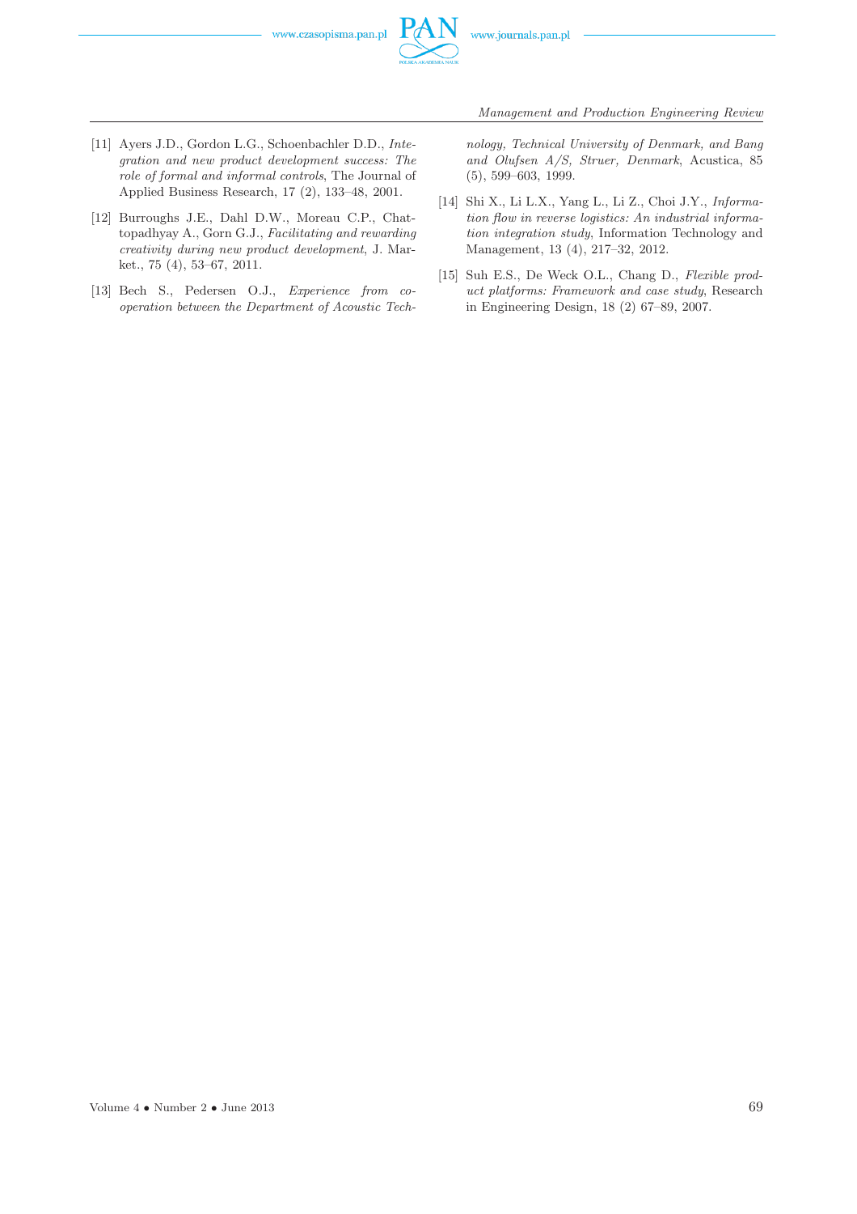[11] Ayers J.D., Gordon L.G., Schoenbachler D.D., *Integration and new product development success: The role of formal and informal controls*, The Journal of Applied Business Research, 17 (2), 133–48, 2001.

[12] Burroughs J.E., Dahl D.W., Moreau C.P., Chattopadhyay A., Gorn G.J., *Facilitating and rewarding creativity during new product development*, J. Market., 75 (4), 53–67, 2011.

[13] Bech S., Pedersen O.J., *Experience from cooperation between the Department of Acoustic Technology, Technical University of Denmark, and Bang and Olufsen A/S, Struer, Denmark*, Acustica, 85 (5), 599–603, 1999.

[14] Shi X., Li L.X., Yang L., Li Z., Choi J.Y., *Information flow in reverse logistics: An industrial information integration study*, Information Technology and Management, 13 (4), 217–32, 2012.

[15] Suh E.S., De Weck O.L., Chang D., *Flexible product platforms: Framework and case study*, Research in Engineering Design, 18 (2) 67–89, 2007.